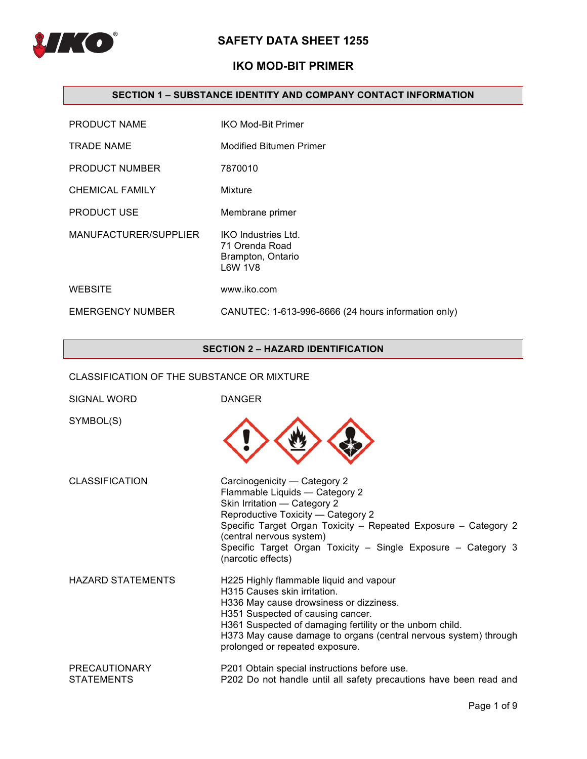# SAFETY DATA SHEET 1255

# IKO MOD-BIT PRIMER

## SECTION 1 – SUBSTANCE IDENTITY AND COMPANY CONTACT INFORMATION

| | |
|---|---|
| PRODUCT NAME | IKO Mod-Bit Primer |
| TRADE NAME | Modified Bitumen Primer |
| PRODUCT NUMBER | 7870010 |
| CHEMICAL FAMILY | Mixture |
| PRODUCT USE | Membrane primer |
| MANUFACTURER/SUPPLIER | IKO Industries Ltd.<br>71 Orenda Road<br>Brampton, Ontario<br>L6W 1V8 |
| WEBSITE | www.iko.com |
| EMERGENCY NUMBER | CANUTEC: 1-613-996-6666 (24 hours information only) |

## SECTION 2 – HAZARD IDENTIFICATION

CLASSIFICATION OF THE SUBSTANCE OR MIXTURE

| | |
|---|---|
| SIGNAL WORD | DANGER |
| SYMBOL(S) | |
| CLASSIFICATION | Carcinogenicity — Category 2<br>Flammable Liquids — Category 2<br>Skin Irritation — Category 2<br>Reproductive Toxicity — Category 2<br>Specific Target Organ Toxicity – Repeated Exposure – Category 2 (central nervous system)<br>Specific Target Organ Toxicity – Single Exposure – Category 3 (narcotic effects) |
| HAZARD STATEMENTS | H225 Highly flammable liquid and vapour<br>H315 Causes skin irritation.<br>H336 May cause drowsiness or dizziness.<br>H351 Suspected of causing cancer.<br>H361 Suspected of damaging fertility or the unborn child.<br>H373 May cause damage to organs (central nervous system) through prolonged or repeated exposure. |
| PRECAUTIONARY STATEMENTS | P201 Obtain special instructions before use.<br>P202 Do not handle until all safety precautions have been read and |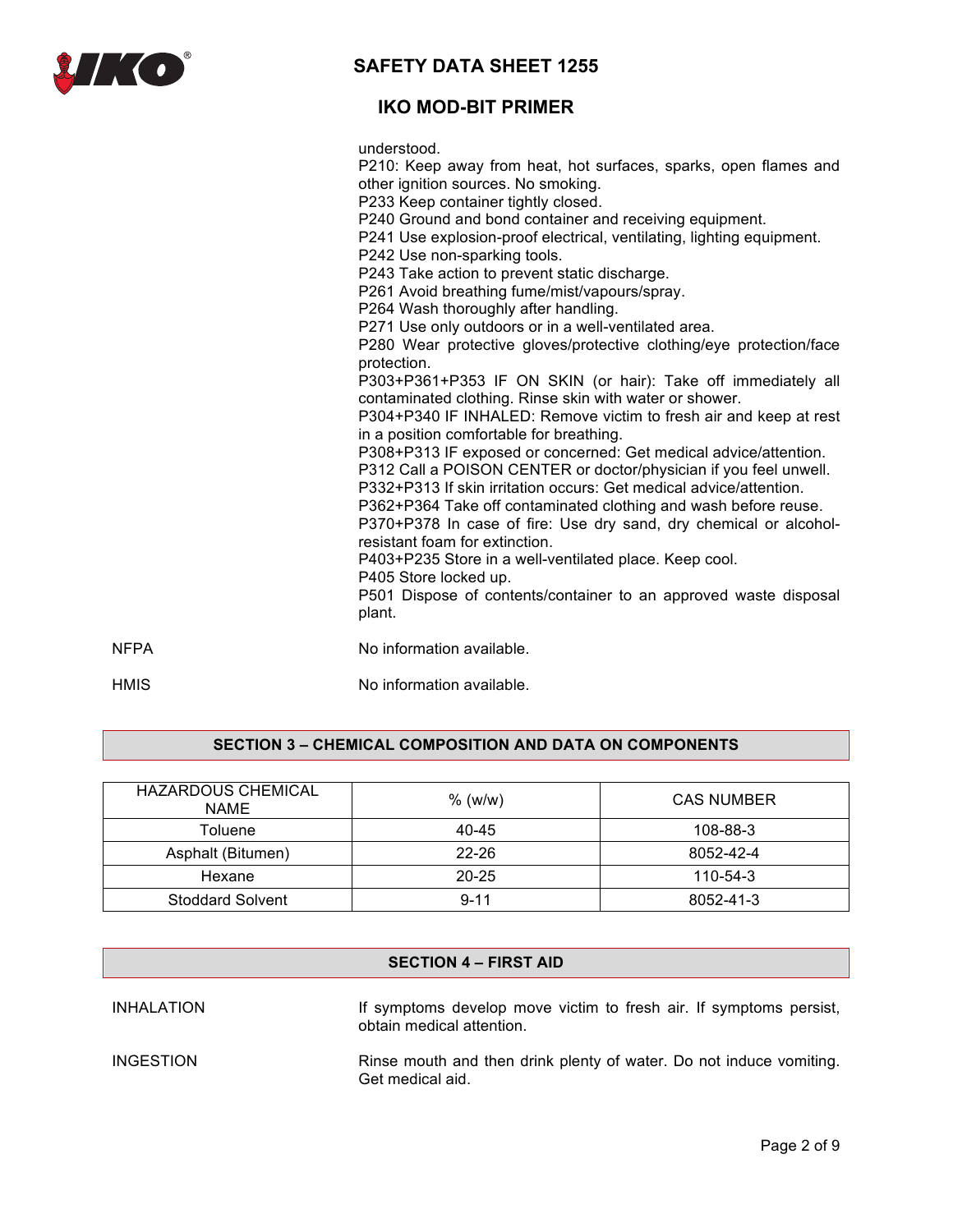understood.
P210: Keep away from heat, hot surfaces, sparks, open flames and other ignition sources. No smoking.
P233 Keep container tightly closed.
P240 Ground and bond container and receiving equipment.
P241 Use explosion-proof electrical, ventilating, lighting equipment.
P242 Use non-sparking tools.
P243 Take action to prevent static discharge.
P261 Avoid breathing fume/mist/vapours/spray.
P264 Wash thoroughly after handling.
P271 Use only outdoors or in a well-ventilated area.
P280 Wear protective gloves/protective clothing/eye protection/face protection.
P303+P361+P353 IF ON SKIN (or hair): Take off immediately all contaminated clothing. Rinse skin with water or shower.
P304+P340 IF INHALED: Remove victim to fresh air and keep at rest in a position comfortable for breathing.
P308+P313 IF exposed or concerned: Get medical advice/attention.
P312 Call a POISON CENTER or doctor/physician if you feel unwell.
P332+P313 If skin irritation occurs: Get medical advice/attention.
P362+P364 Take off contaminated clothing and wash before reuse.
P370+P378 In case of fire: Use dry sand, dry chemical or alcohol-resistant foam for extinction.
P403+P235 Store in a well-ventilated place. Keep cool.
P405 Store locked up.
P501 Dispose of contents/container to an approved waste disposal plant.

NFPA — No information available.

HMIS — No information available.

## SECTION 3 – CHEMICAL COMPOSITION AND DATA ON COMPONENTS

| HAZARDOUS CHEMICAL NAME | % (w/w) | CAS NUMBER |
|---|---|---|
| Toluene | 40-45 | 108-88-3 |
| Asphalt (Bitumen) | 22-26 | 8052-42-4 |
| Hexane | 20-25 | 110-54-3 |
| Stoddard Solvent | 9-11 | 8052-41-3 |

## SECTION 4 – FIRST AID

INHALATION — If symptoms develop move victim to fresh air. If symptoms persist, obtain medical attention.

INGESTION — Rinse mouth and then drink plenty of water. Do not induce vomiting. Get medical aid.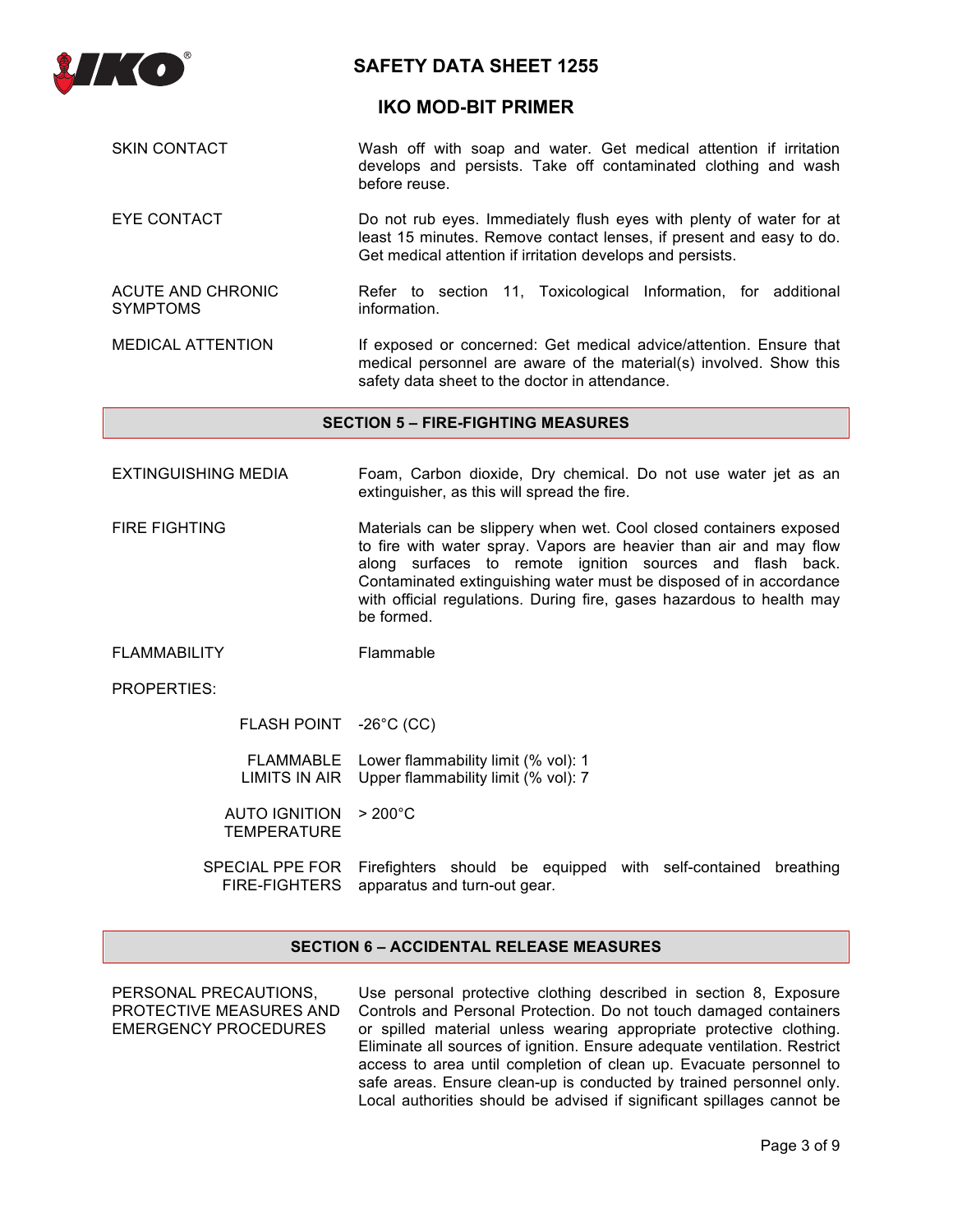| | |
|---|---|
| SKIN CONTACT | Wash off with soap and water. Get medical attention if irritation develops and persists. Take off contaminated clothing and wash before reuse. |
| EYE CONTACT | Do not rub eyes. Immediately flush eyes with plenty of water for at least 15 minutes. Remove contact lenses, if present and easy to do. Get medical attention if irritation develops and persists. |
| ACUTE AND CHRONIC SYMPTOMS | Refer to section 11, Toxicological Information, for additional information. |
| MEDICAL ATTENTION | If exposed or concerned: Get medical advice/attention. Ensure that medical personnel are aware of the material(s) involved. Show this safety data sheet to the doctor in attendance. |

## SECTION 5 – FIRE-FIGHTING MEASURES

| | |
|---|---|
| EXTINGUISHING MEDIA | Foam, Carbon dioxide, Dry chemical. Do not use water jet as an extinguisher, as this will spread the fire. |
| FIRE FIGHTING | Materials can be slippery when wet. Cool closed containers exposed to fire with water spray. Vapors are heavier than air and may flow along surfaces to remote ignition sources and flash back. Contaminated extinguishing water must be disposed of in accordance with official regulations. During fire, gases hazardous to health may be formed. |
| FLAMMABILITY | Flammable |

PROPERTIES:

| | |
|---|---|
| FLASH POINT | -26°C (CC) |
| FLAMMABLE LIMITS IN AIR | Lower flammability limit (% vol): 1<br>Upper flammability limit (% vol): 7 |
| AUTO IGNITION TEMPERATURE | > 200°C |
| SPECIAL PPE FOR FIRE-FIGHTERS | Firefighters should be equipped with self-contained breathing apparatus and turn-out gear. |

## SECTION 6 – ACCIDENTAL RELEASE MEASURES

| | |
|---|---|
| PERSONAL PRECAUTIONS, PROTECTIVE MEASURES AND EMERGENCY PROCEDURES | Use personal protective clothing described in section 8, Exposure Controls and Personal Protection. Do not touch damaged containers or spilled material unless wearing appropriate protective clothing. Eliminate all sources of ignition. Ensure adequate ventilation. Restrict access to area until completion of clean up. Evacuate personnel to safe areas. Ensure clean-up is conducted by trained personnel only. Local authorities should be advised if significant spillages cannot be |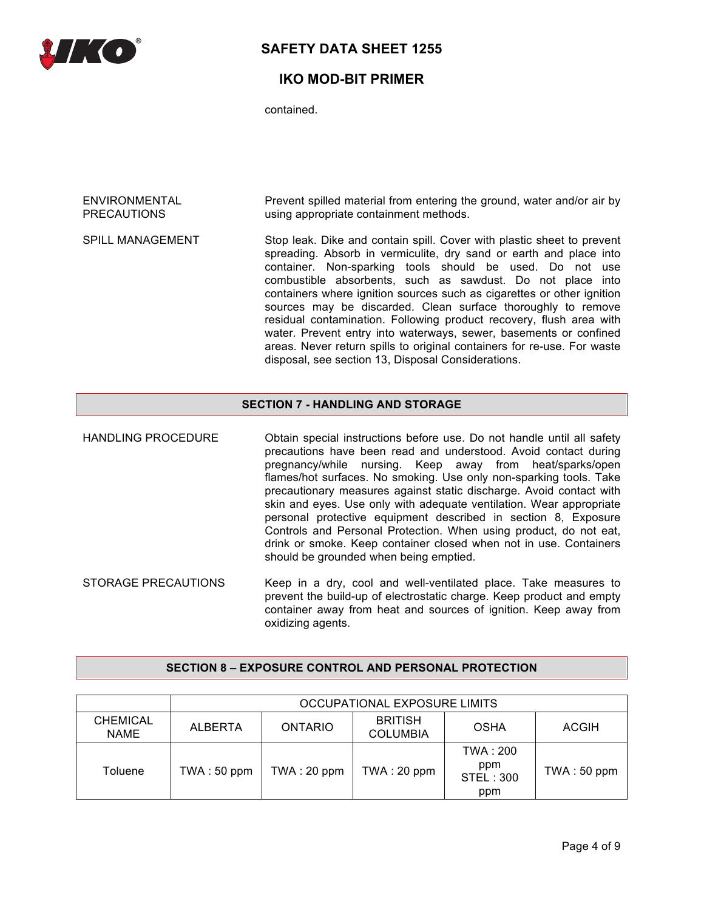contained.

ENVIRONMENTAL PRECAUTIONS

Prevent spilled material from entering the ground, water and/or air by using appropriate containment methods.

SPILL MANAGEMENT

Stop leak. Dike and contain spill. Cover with plastic sheet to prevent spreading. Absorb in vermiculite, dry sand or earth and place into container. Non-sparking tools should be used. Do not use combustible absorbents, such as sawdust. Do not place into containers where ignition sources such as cigarettes or other ignition sources may be discarded. Clean surface thoroughly to remove residual contamination. Following product recovery, flush area with water. Prevent entry into waterways, sewer, basements or confined areas. Never return spills to original containers for re-use. For waste disposal, see section 13, Disposal Considerations.

## SECTION 7 - HANDLING AND STORAGE

HANDLING PROCEDURE

Obtain special instructions before use. Do not handle until all safety precautions have been read and understood. Avoid contact during pregnancy/while nursing. Keep away from heat/sparks/open flames/hot surfaces. No smoking. Use only non-sparking tools. Take precautionary measures against static discharge. Avoid contact with skin and eyes. Use only with adequate ventilation. Wear appropriate personal protective equipment described in section 8, Exposure Controls and Personal Protection. When using product, do not eat, drink or smoke. Keep container closed when not in use. Containers should be grounded when being emptied.

STORAGE PRECAUTIONS

Keep in a dry, cool and well-ventilated place. Take measures to prevent the build-up of electrostatic charge. Keep product and empty container away from heat and sources of ignition. Keep away from oxidizing agents.

## SECTION 8 – EXPOSURE CONTROL AND PERSONAL PROTECTION

| | OCCUPATIONAL EXPOSURE LIMITS | | | | |
|---|---|---|---|---|---|
| CHEMICAL NAME | ALBERTA | ONTARIO | BRITISH COLUMBIA | OSHA | ACGIH |
| Toluene | TWA : 50 ppm | TWA : 20 ppm | TWA : 20 ppm | TWA : 200 ppm STEL : 300 ppm | TWA : 50 ppm |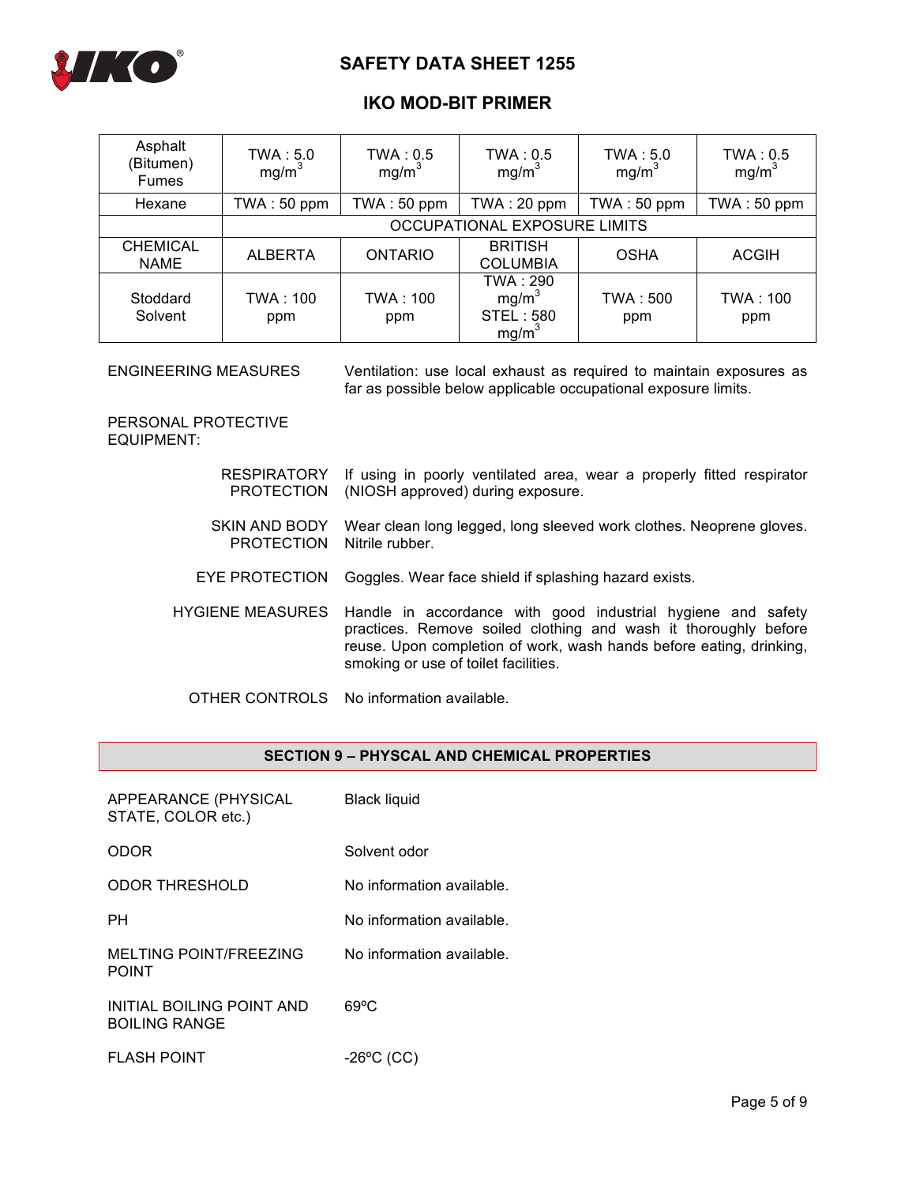| | | | | | |
|---|---|---|---|---|---|
| Asphalt (Bitumen) Fumes | TWA : 5.0 $mg/m^3$ | TWA : 0.5 $mg/m^3$ | TWA : 0.5 $mg/m^3$ | TWA : 5.0 $mg/m^3$ | TWA : 0.5 $mg/m^3$ |
| Hexane | TWA : 50 ppm | TWA : 50 ppm | TWA : 20 ppm | TWA : 50 ppm | TWA : 50 ppm |

| | OCCUPATIONAL EXPOSURE LIMITS | | | | |
|---|---|---|---|---|---|
| CHEMICAL NAME | ALBERTA | ONTARIO | BRITISH COLUMBIA | OSHA | ACGIH |
| Stoddard Solvent | TWA : 100 ppm | TWA : 100 ppm | TWA : 290 $mg/m^3$ STEL : 580 $mg/m^3$ | TWA : 500 ppm | TWA : 100 ppm |

ENGINEERING MEASURES: Ventilation: use local exhaust as required to maintain exposures as far as possible below applicable occupational exposure limits.

PERSONAL PROTECTIVE EQUIPMENT:

RESPIRATORY PROTECTION: If using in poorly ventilated area, wear a properly fitted respirator (NIOSH approved) during exposure.

SKIN AND BODY PROTECTION: Wear clean long legged, long sleeved work clothes. Neoprene gloves. Nitrile rubber.

EYE PROTECTION: Goggles. Wear face shield if splashing hazard exists.

HYGIENE MEASURES: Handle in accordance with good industrial hygiene and safety practices. Remove soiled clothing and wash it thoroughly before reuse. Upon completion of work, wash hands before eating, drinking, smoking or use of toilet facilities.

OTHER CONTROLS: No information available.

## SECTION 9 – PHYSCAL AND CHEMICAL PROPERTIES

APPEARANCE (PHYSICAL STATE, COLOR etc.): Black liquid

ODOR: Solvent odor

ODOR THRESHOLD: No information available.

PH: No information available.

MELTING POINT/FREEZING POINT: No information available.

INITIAL BOILING POINT AND BOILING RANGE: 69ºC

FLASH POINT: -26ºC (CC)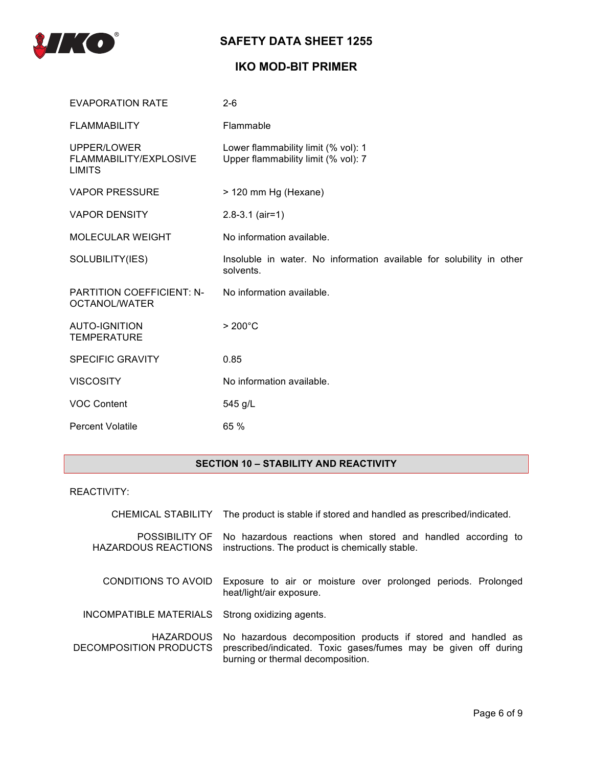| | |
|---|---|
| EVAPORATION RATE | 2-6 |
| FLAMMABILITY | Flammable |
| UPPER/LOWER FLAMMABILITY/EXPLOSIVE LIMITS | Lower flammability limit (% vol): 1<br>Upper flammability limit (% vol): 7 |
| VAPOR PRESSURE | > 120 mm Hg (Hexane) |
| VAPOR DENSITY | 2.8-3.1 (air=1) |
| MOLECULAR WEIGHT | No information available. |
| SOLUBILITY(IES) | Insoluble in water. No information available for solubility in other solvents. |
| PARTITION COEFFICIENT: N-OCTANOL/WATER | No information available. |
| AUTO-IGNITION TEMPERATURE | > 200°C |
| SPECIFIC GRAVITY | 0.85 |
| VISCOSITY | No information available. |
| VOC Content | 545 g/L |
| Percent Volatile | 65 % |

## SECTION 10 – STABILITY AND REACTIVITY

REACTIVITY:

| | |
|---|---|
| CHEMICAL STABILITY | The product is stable if stored and handled as prescribed/indicated. |
| POSSIBILITY OF HAZARDOUS REACTIONS | No hazardous reactions when stored and handled according to instructions. The product is chemically stable. |
| CONDITIONS TO AVOID | Exposure to air or moisture over prolonged periods. Prolonged heat/light/air exposure. |
| INCOMPATIBLE MATERIALS | Strong oxidizing agents. |
| HAZARDOUS DECOMPOSITION PRODUCTS | No hazardous decomposition products if stored and handled as prescribed/indicated. Toxic gases/fumes may be given off during burning or thermal decomposition. |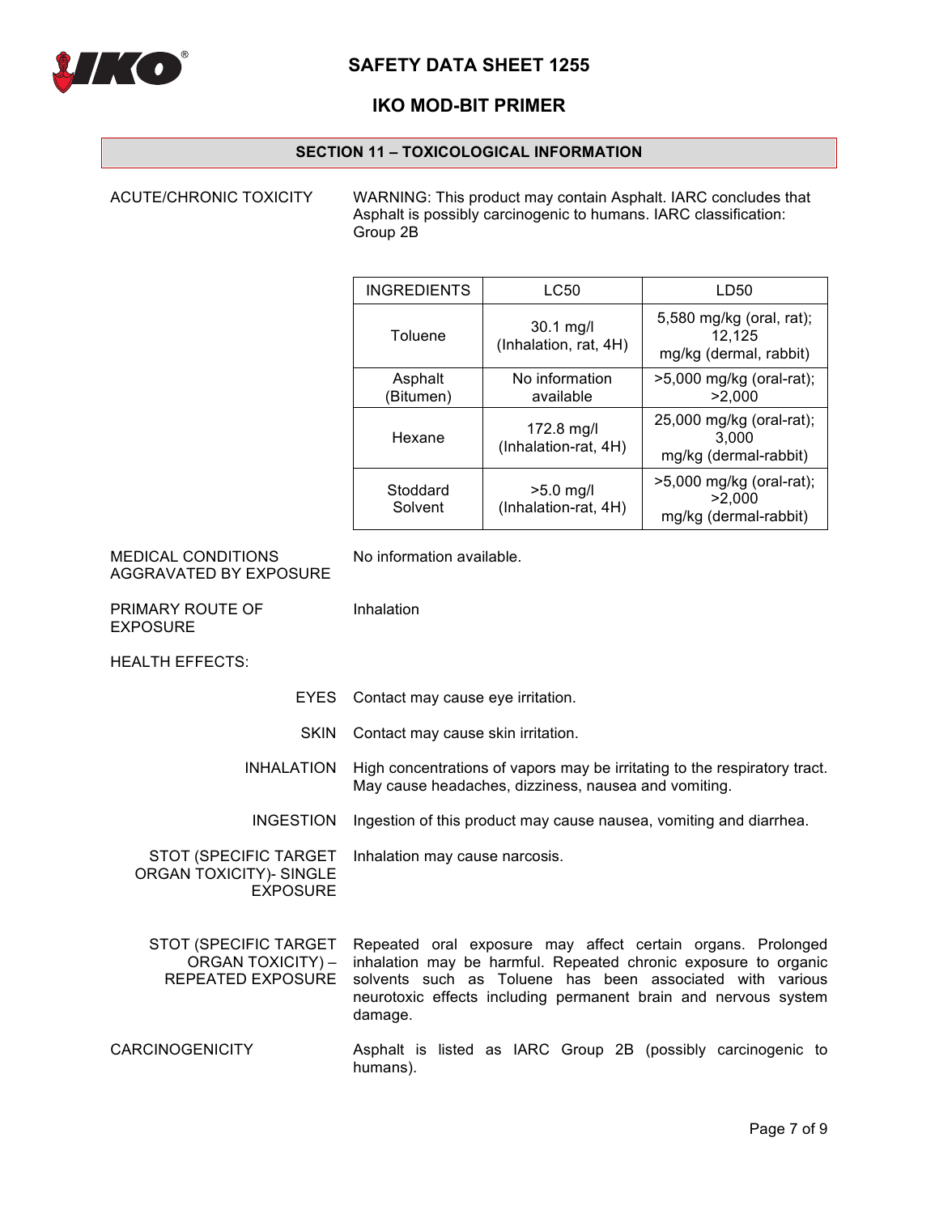## SECTION 11 – TOXICOLOGICAL INFORMATION

**ACUTE/CHRONIC TOXICITY**

WARNING: This product may contain Asphalt. IARC concludes that Asphalt is possibly carcinogenic to humans. IARC classification: Group 2B

| INGREDIENTS | LC50 | LD50 |
|---|---|---|
| Toluene | 30.1 mg/l (Inhalation, rat, 4H) | 5,580 mg/kg (oral, rat); 12,125 mg/kg (dermal, rabbit) |
| Asphalt (Bitumen) | No information available | >5,000 mg/kg (oral-rat); >2,000 |
| Hexane | 172.8 mg/l (Inhalation-rat, 4H) | 25,000 mg/kg (oral-rat); 3,000 mg/kg (dermal-rabbit) |
| Stoddard Solvent | >5.0 mg/l (Inhalation-rat, 4H) | >5,000 mg/kg (oral-rat); >2,000 mg/kg (dermal-rabbit) |

**MEDICAL CONDITIONS AGGRAVATED BY EXPOSURE**

No information available.

**PRIMARY ROUTE OF EXPOSURE**

Inhalation

**HEALTH EFFECTS:**

**EYES**: Contact may cause eye irritation.

**SKIN**: Contact may cause skin irritation.

**INHALATION**: High concentrations of vapors may be irritating to the respiratory tract. May cause headaches, dizziness, nausea and vomiting.

**INGESTION**: Ingestion of this product may cause nausea, vomiting and diarrhea.

**STOT (SPECIFIC TARGET ORGAN TOXICITY)- SINGLE EXPOSURE**: Inhalation may cause narcosis.

**STOT (SPECIFIC TARGET ORGAN TOXICITY) – REPEATED EXPOSURE**: Repeated oral exposure may affect certain organs. Prolonged inhalation may be harmful. Repeated chronic exposure to organic solvents such as Toluene has been associated with various neurotoxic effects including permanent brain and nervous system damage.

**CARCINOGENICITY**

Asphalt is listed as IARC Group 2B (possibly carcinogenic to humans).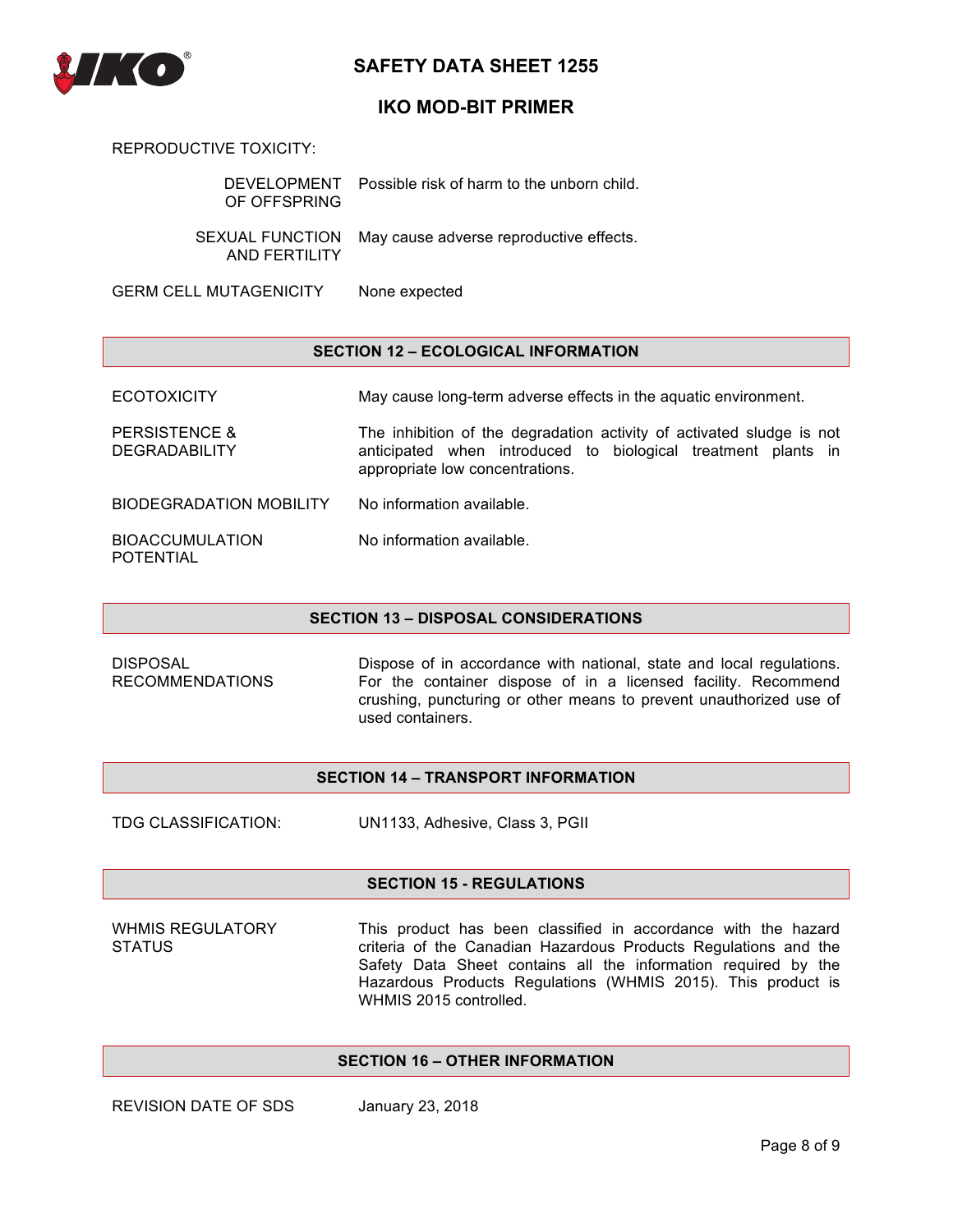REPRODUCTIVE TOXICITY:

| | |
|---|---|
| DEVELOPMENT OF OFFSPRING | Possible risk of harm to the unborn child. |
| SEXUAL FUNCTION AND FERTILITY | May cause adverse reproductive effects. |

| | |
|---|---|
| GERM CELL MUTAGENICITY | None expected |

## SECTION 12 – ECOLOGICAL INFORMATION

| | |
|---|---|
| ECOTOXICITY | May cause long-term adverse effects in the aquatic environment. |
| PERSISTENCE & DEGRADABILITY | The inhibition of the degradation activity of activated sludge is not anticipated when introduced to biological treatment plants in appropriate low concentrations. |
| BIODEGRADATION MOBILITY | No information available. |
| BIOACCUMULATION POTENTIAL | No information available. |

## SECTION 13 – DISPOSAL CONSIDERATIONS

| | |
|---|---|
| DISPOSAL RECOMMENDATIONS | Dispose of in accordance with national, state and local regulations. For the container dispose of in a licensed facility. Recommend crushing, puncturing or other means to prevent unauthorized use of used containers. |

## SECTION 14 – TRANSPORT INFORMATION

| | |
|---|---|
| TDG CLASSIFICATION: | UN1133, Adhesive, Class 3, PGII |

## SECTION 15 - REGULATIONS

| | |
|---|---|
| WHMIS REGULATORY STATUS | This product has been classified in accordance with the hazard criteria of the Canadian Hazardous Products Regulations and the Safety Data Sheet contains all the information required by the Hazardous Products Regulations (WHMIS 2015). This product is WHMIS 2015 controlled. |

## SECTION 16 – OTHER INFORMATION

| | |
|---|---|
| REVISION DATE OF SDS | January 23, 2018 |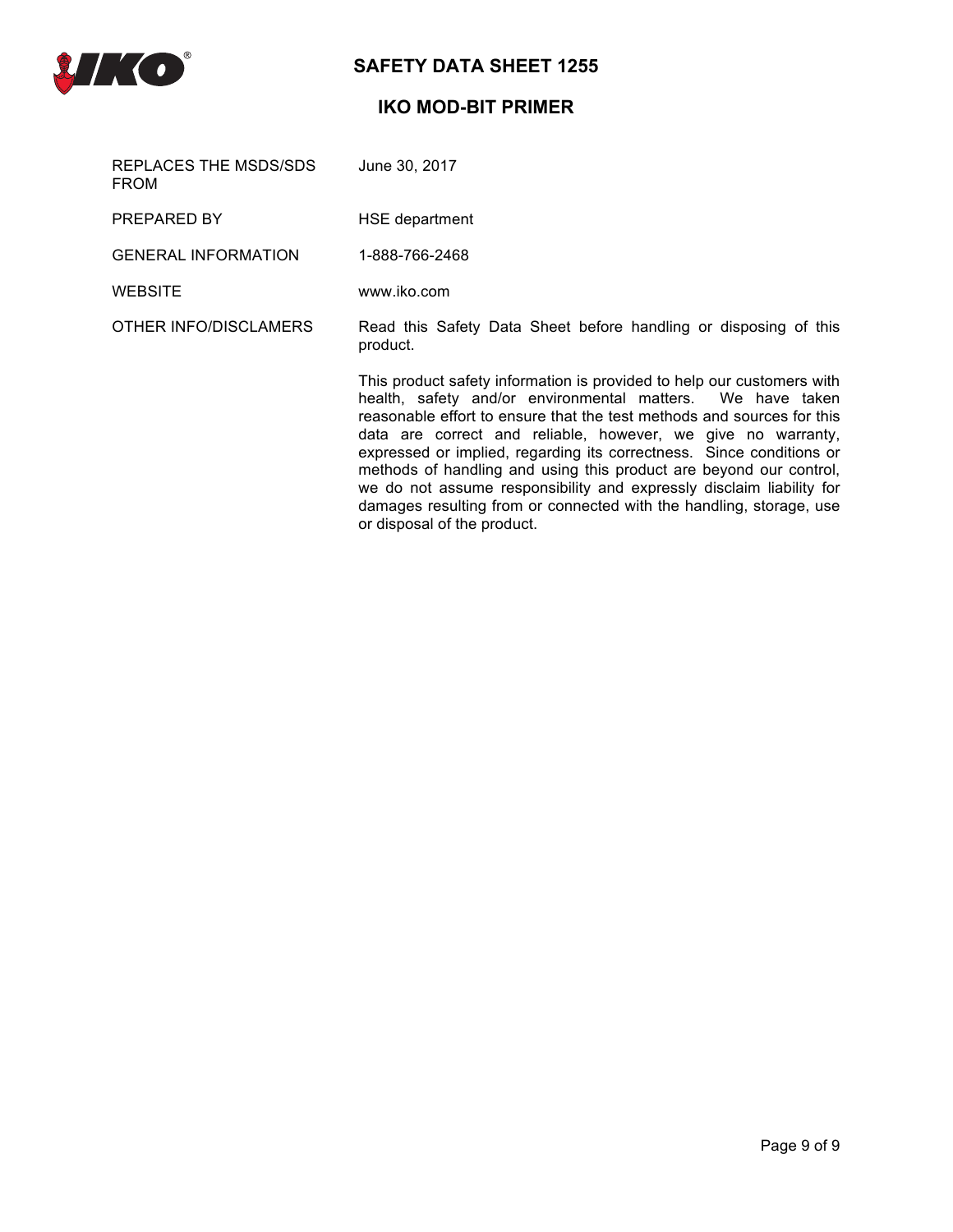| | |
|---|---|
| REPLACES THE MSDS/SDS FROM | June 30, 2017 |
| PREPARED BY | HSE department |
| GENERAL INFORMATION | 1-888-766-2468 |
| WEBSITE | www.iko.com |
| OTHER INFO/DISCLAMERS | Read this Safety Data Sheet before handling or disposing of this product.<br><br>This product safety information is provided to help our customers with health, safety and/or environmental matters. We have taken reasonable effort to ensure that the test methods and sources for this data are correct and reliable, however, we give no warranty, expressed or implied, regarding its correctness. Since conditions or methods of handling and using this product are beyond our control, we do not assume responsibility and expressly disclaim liability for damages resulting from or connected with the handling, storage, use or disposal of the product. |